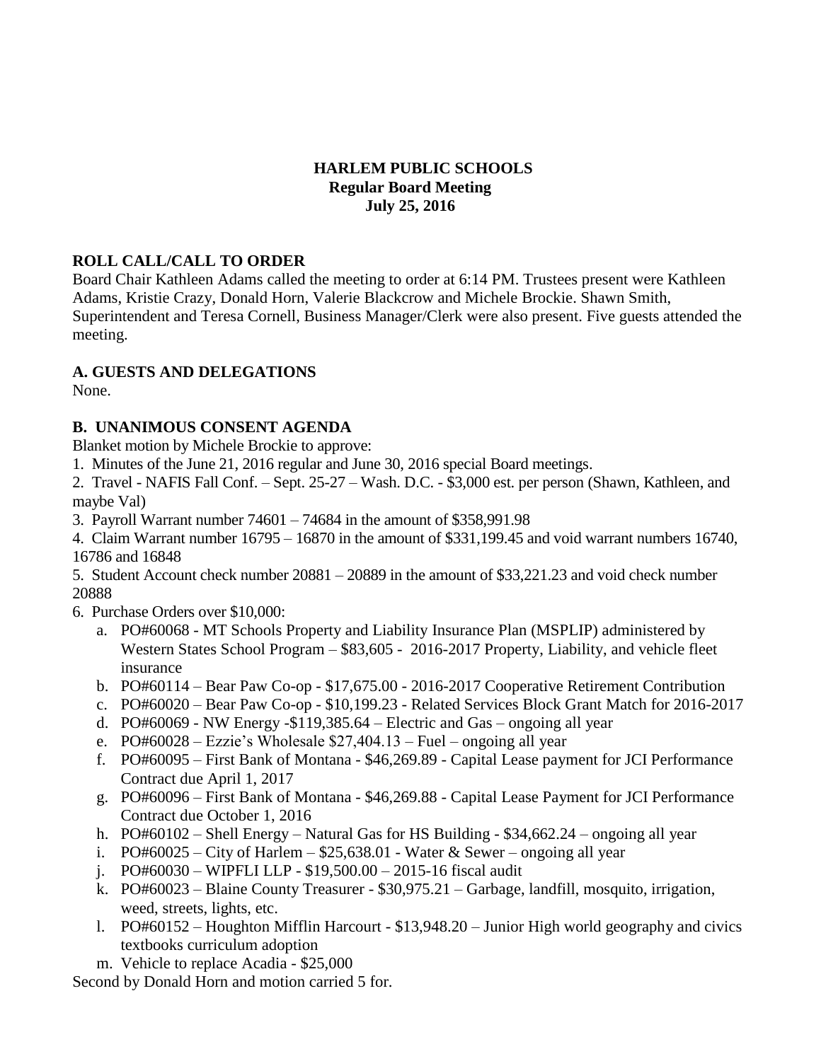# HARLEM PUBLIC SCHOOLS
## Regular Board Meeting
### July 25, 2016

**ROLL CALL/CALL TO ORDER**

Board Chair Kathleen Adams called the meeting to order at 6:14 PM. Trustees present were Kathleen Adams, Kristie Crazy, Donald Horn, Valerie Blackcrow and Michele Brockie. Shawn Smith, Superintendent and Teresa Cornell, Business Manager/Clerk were also present. Five guests attended the meeting.

**A. GUESTS AND DELEGATIONS**

None.

**B. UNANIMOUS CONSENT AGENDA**

Blanket motion by Michele Brockie to approve:

1. Minutes of the June 21, 2016 regular and June 30, 2016 special Board meetings.
2. Travel - NAFIS Fall Conf. – Sept. 25-27 – Wash. D.C. - $3,000 est. per person (Shawn, Kathleen, and maybe Val)
3. Payroll Warrant number 74601 – 74684 in the amount of $358,991.98
4. Claim Warrant number 16795 – 16870 in the amount of $331,199.45 and void warrant numbers 16740, 16786 and 16848
5. Student Account check number 20881 – 20889 in the amount of $33,221.23 and void check number 20888
6. Purchase Orders over $10,000:
   a. PO#60068 - MT Schools Property and Liability Insurance Plan (MSPLIP) administered by Western States School Program – $83,605 - 2016-2017 Property, Liability, and vehicle fleet insurance
   b. PO#60114 – Bear Paw Co-op - $17,675.00 - 2016-2017 Cooperative Retirement Contribution
   c. PO#60020 – Bear Paw Co-op - $10,199.23 - Related Services Block Grant Match for 2016-2017
   d. PO#60069 - NW Energy -$119,385.64 – Electric and Gas – ongoing all year
   e. PO#60028 – Ezzie's Wholesale $27,404.13 – Fuel – ongoing all year
   f. PO#60095 – First Bank of Montana - $46,269.89 - Capital Lease payment for JCI Performance Contract due April 1, 2017
   g. PO#60096 – First Bank of Montana - $46,269.88 - Capital Lease Payment for JCI Performance Contract due October 1, 2016
   h. PO#60102 – Shell Energy – Natural Gas for HS Building - $34,662.24 – ongoing all year
   i. PO#60025 – City of Harlem – $25,638.01 - Water & Sewer – ongoing all year
   j. PO#60030 – WIPFLI LLP - $19,500.00 – 2015-16 fiscal audit
   k. PO#60023 – Blaine County Treasurer - $30,975.21 – Garbage, landfill, mosquito, irrigation, weed, streets, lights, etc.
   l. PO#60152 – Houghton Mifflin Harcourt - $13,948.20 – Junior High world geography and civics textbooks curriculum adoption
   m. Vehicle to replace Acadia - $25,000

Second by Donald Horn and motion carried 5 for.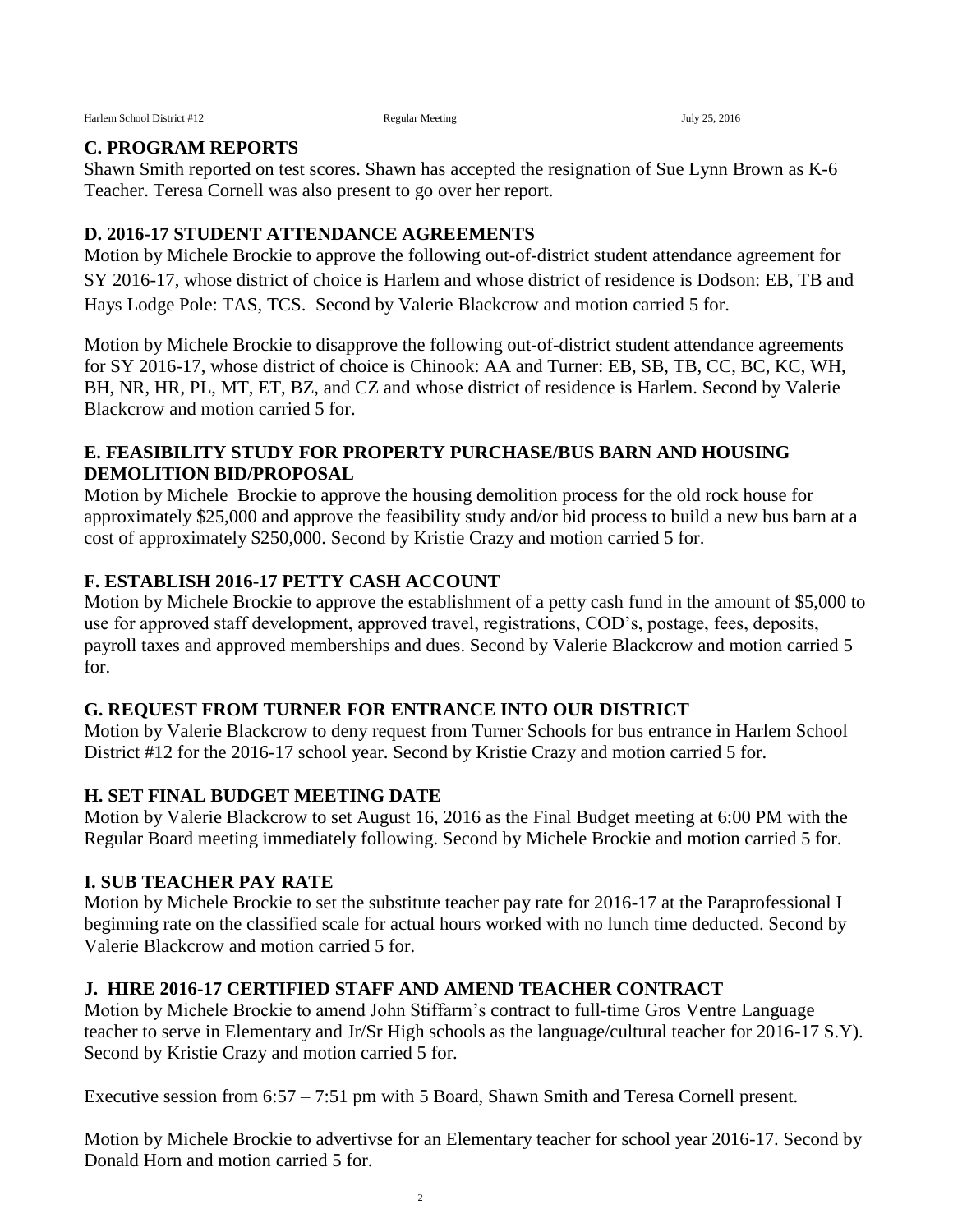## C. PROGRAM REPORTS

Shawn Smith reported on test scores. Shawn has accepted the resignation of Sue Lynn Brown as K-6 Teacher. Teresa Cornell was also present to go over her report.

## D. 2016-17 STUDENT ATTENDANCE AGREEMENTS

Motion by Michele Brockie to approve the following out-of-district student attendance agreement for SY 2016-17, whose district of choice is Harlem and whose district of residence is Dodson: EB, TB and Hays Lodge Pole: TAS, TCS. Second by Valerie Blackcrow and motion carried 5 for.

Motion by Michele Brockie to disapprove the following out-of-district student attendance agreements for SY 2016-17, whose district of choice is Chinook: AA and Turner: EB, SB, TB, CC, BC, KC, WH, BH, NR, HR, PL, MT, ET, BZ, and CZ and whose district of residence is Harlem. Second by Valerie Blackcrow and motion carried 5 for.

## E. FEASIBILITY STUDY FOR PROPERTY PURCHASE/BUS BARN AND HOUSING DEMOLITION BID/PROPOSAL

Motion by Michele Brockie to approve the housing demolition process for the old rock house for approximately $25,000 and approve the feasibility study and/or bid process to build a new bus barn at a cost of approximately $250,000. Second by Kristie Crazy and motion carried 5 for.

## F. ESTABLISH 2016-17 PETTY CASH ACCOUNT

Motion by Michele Brockie to approve the establishment of a petty cash fund in the amount of $5,000 to use for approved staff development, approved travel, registrations, COD's, postage, fees, deposits, payroll taxes and approved memberships and dues. Second by Valerie Blackcrow and motion carried 5 for.

## G. REQUEST FROM TURNER FOR ENTRANCE INTO OUR DISTRICT

Motion by Valerie Blackcrow to deny request from Turner Schools for bus entrance in Harlem School District #12 for the 2016-17 school year. Second by Kristie Crazy and motion carried 5 for.

## H. SET FINAL BUDGET MEETING DATE

Motion by Valerie Blackcrow to set August 16, 2016 as the Final Budget meeting at 6:00 PM with the Regular Board meeting immediately following. Second by Michele Brockie and motion carried 5 for.

## I. SUB TEACHER PAY RATE

Motion by Michele Brockie to set the substitute teacher pay rate for 2016-17 at the Paraprofessional I beginning rate on the classified scale for actual hours worked with no lunch time deducted. Second by Valerie Blackcrow and motion carried 5 for.

## J. HIRE 2016-17 CERTIFIED STAFF AND AMEND TEACHER CONTRACT

Motion by Michele Brockie to amend John Stiffarm's contract to full-time Gros Ventre Language teacher to serve in Elementary and Jr/Sr High schools as the language/cultural teacher for 2016-17 S.Y). Second by Kristie Crazy and motion carried 5 for.

Executive session from 6:57 – 7:51 pm with 5 Board, Shawn Smith and Teresa Cornell present.

Motion by Michele Brockie to advertivse for an Elementary teacher for school year 2016-17. Second by Donald Horn and motion carried 5 for.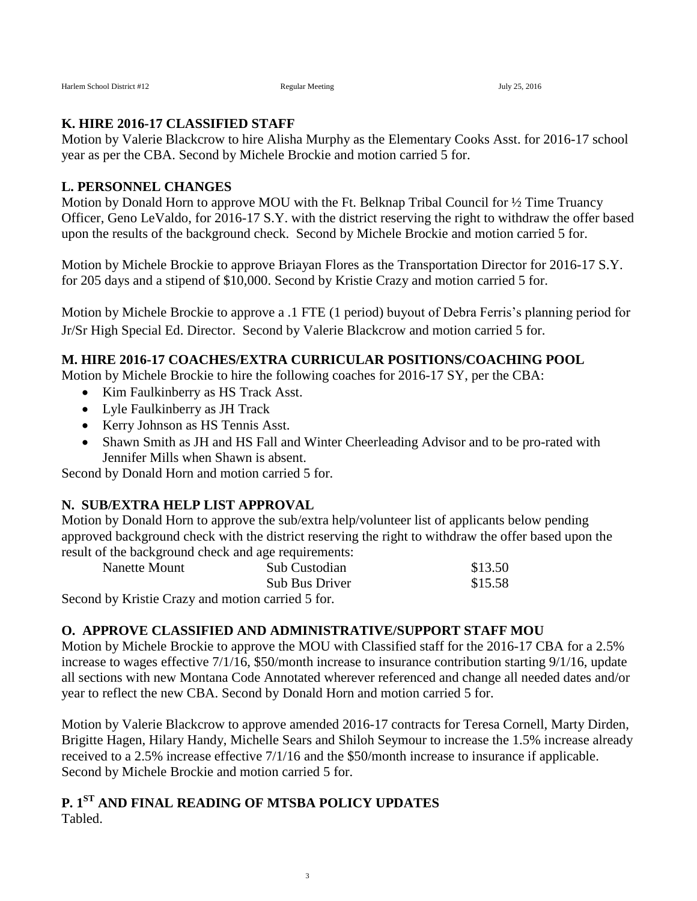## K. HIRE 2016-17 CLASSIFIED STAFF

Motion by Valerie Blackcrow to hire Alisha Murphy as the Elementary Cooks Asst. for 2016-17 school year as per the CBA. Second by Michele Brockie and motion carried 5 for.

## L. PERSONNEL CHANGES

Motion by Donald Horn to approve MOU with the Ft. Belknap Tribal Council for ½ Time Truancy Officer, Geno LeValdo, for 2016-17 S.Y. with the district reserving the right to withdraw the offer based upon the results of the background check. Second by Michele Brockie and motion carried 5 for.

Motion by Michele Brockie to approve Briayan Flores as the Transportation Director for 2016-17 S.Y. for 205 days and a stipend of $10,000. Second by Kristie Crazy and motion carried 5 for.

Motion by Michele Brockie to approve a .1 FTE (1 period) buyout of Debra Ferris's planning period for Jr/Sr High Special Ed. Director. Second by Valerie Blackcrow and motion carried 5 for.

## M. HIRE 2016-17 COACHES/EXTRA CURRICULAR POSITIONS/COACHING POOL

Motion by Michele Brockie to hire the following coaches for 2016-17 SY, per the CBA:

- Kim Faulkinberry as HS Track Asst.
- Lyle Faulkinberry as JH Track
- Kerry Johnson as HS Tennis Asst.
- Shawn Smith as JH and HS Fall and Winter Cheerleading Advisor and to be pro-rated with Jennifer Mills when Shawn is absent.

Second by Donald Horn and motion carried 5 for.

## N. SUB/EXTRA HELP LIST APPROVAL

Motion by Donald Horn to approve the sub/extra help/volunteer list of applicants below pending approved background check with the district reserving the right to withdraw the offer based upon the result of the background check and age requirements:

| | | |
|---|---|---|
| Nanette Mount | Sub Custodian | $13.50 |
| | Sub Bus Driver | $15.58 |

Second by Kristie Crazy and motion carried 5 for.

## O. APPROVE CLASSIFIED AND ADMINISTRATIVE/SUPPORT STAFF MOU

Motion by Michele Brockie to approve the MOU with Classified staff for the 2016-17 CBA for a 2.5% increase to wages effective 7/1/16, $50/month increase to insurance contribution starting 9/1/16, update all sections with new Montana Code Annotated wherever referenced and change all needed dates and/or year to reflect the new CBA. Second by Donald Horn and motion carried 5 for.

Motion by Valerie Blackcrow to approve amended 2016-17 contracts for Teresa Cornell, Marty Dirden, Brigitte Hagen, Hilary Handy, Michelle Sears and Shiloh Seymour to increase the 1.5% increase already received to a 2.5% increase effective 7/1/16 and the $50/month increase to insurance if applicable. Second by Michele Brockie and motion carried 5 for.

## P. 1ST AND FINAL READING OF MTSBA POLICY UPDATES

Tabled.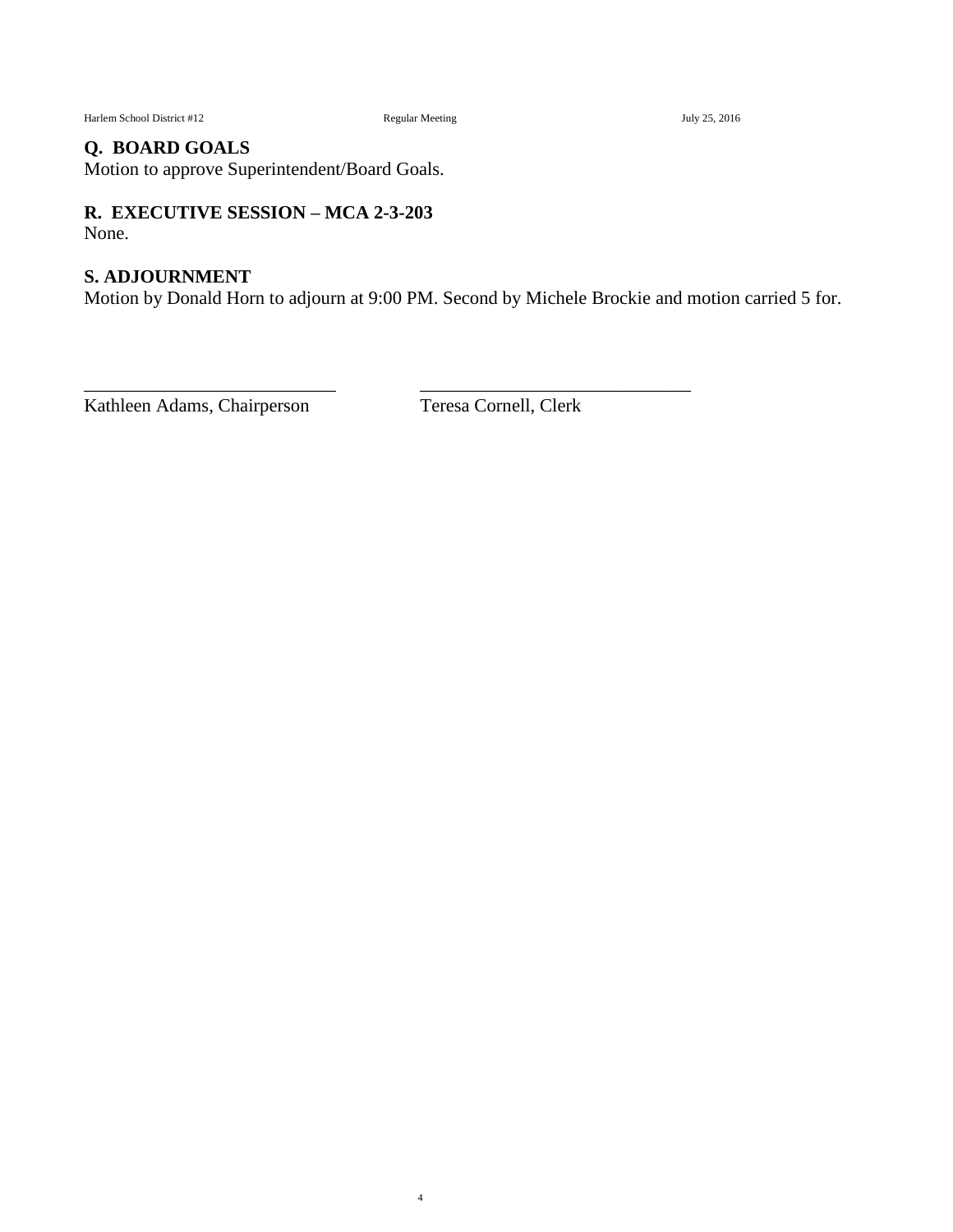### Q. BOARD GOALS

Motion to approve Superintendent/Board Goals.

### R. EXECUTIVE SESSION – MCA 2-3-203

None.

### S. ADJOURNMENT

Motion by Donald Horn to adjourn at 9:00 PM. Second by Michele Brockie and motion carried 5 for.

\_\_\_\_\_\_\_\_\_\_\_\_\_\_\_\_\_\_\_\_\_\_\_\_\_\_\_\_ \_\_\_\_\_\_\_\_\_\_\_\_\_\_\_\_\_\_\_\_\_\_\_\_\_\_\_\_\_\_

Kathleen Adams, Chairperson        Teresa Cornell, Clerk